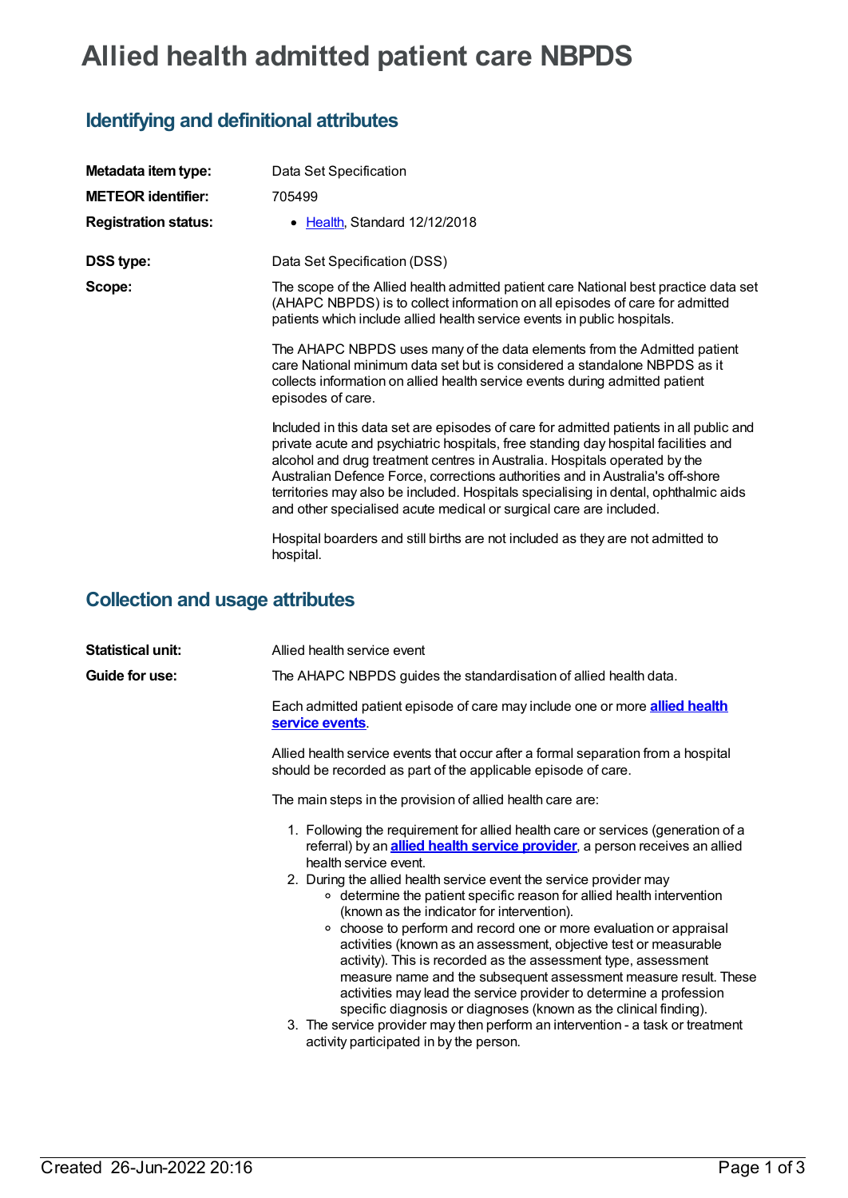# Allied health admitted patient care NBPDS

## Identifying and definitional attributes

| | |
|---|---|
| **Metadata item type:** | Data Set Specification |
| **METEOR identifier:** | 705499 |
| **Registration status:** | • Health, Standard 12/12/2018 |
| **DSS type:** | Data Set Specification (DSS) |
| **Scope:** | The scope of the Allied health admitted patient care National best practice data set (AHAPC NBPDS) is to collect information on all episodes of care for admitted patients which include allied health service events in public hospitals.<br><br>The AHAPC NBPDS uses many of the data elements from the Admitted patient care National minimum data set but is considered a standalone NBPDS as it collects information on allied health service events during admitted patient episodes of care.<br><br>Included in this data set are episodes of care for admitted patients in all public and private acute and psychiatric hospitals, free standing day hospital facilities and alcohol and drug treatment centres in Australia. Hospitals operated by the Australian Defence Force, corrections authorities and in Australia's off-shore territories may also be included. Hospitals specialising in dental, ophthalmic aids and other specialised acute medical or surgical care are included.<br><br>Hospital boarders and still births are not included as they are not admitted to hospital. |

## Collection and usage attributes

**Statistical unit:** Allied health service event

**Guide for use:**

The AHAPC NBPDS guides the standardisation of allied health data.

Each admitted patient episode of care may include one or more **allied health service events**.

Allied health service events that occur after a formal separation from a hospital should be recorded as part of the applicable episode of care.

The main steps in the provision of allied health care are:

1. Following the requirement for allied health care or services (generation of a referral) by an **allied health service provider**, a person receives an allied health service event.
2. During the allied health service event the service provider may
   - determine the patient specific reason for allied health intervention (known as the indicator for intervention).
   - choose to perform and record one or more evaluation or appraisal activities (known as an assessment, objective test or measurable activity). This is recorded as the assessment type, assessment measure name and the subsequent assessment measure result. These activities may lead the service provider to determine a profession specific diagnosis or diagnoses (known as the clinical finding).
3. The service provider may then perform an intervention - a task or treatment activity participated in by the person.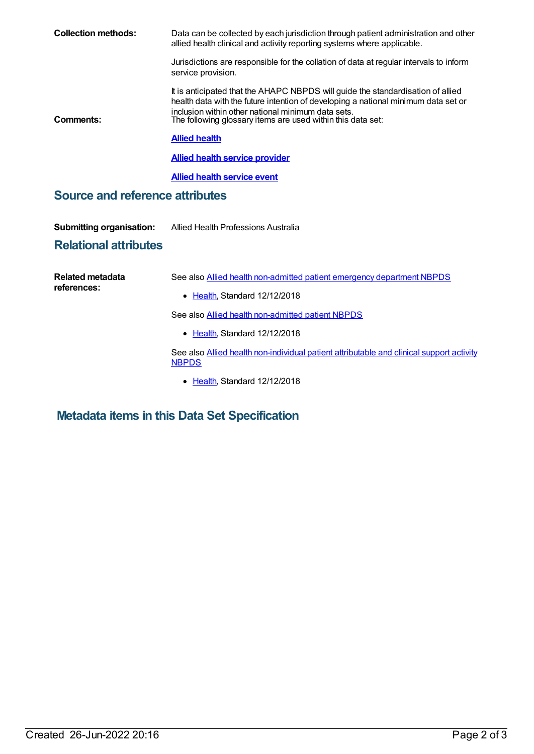**Collection methods:** Data can be collected by each jurisdiction through patient administration and other allied health clinical and activity reporting systems where applicable.

Jurisdictions are responsible for the collation of data at regular intervals to inform service provision.

It is anticipated that the AHAPC NBPDS will guide the standardisation of allied health data with the future intention of developing a national minimum data set or inclusion within other national minimum data sets.

**Comments:** The following glossary items are used within this data set:

**Allied health**

**Allied health service provider**

**Allied health service event**

## Source and reference attributes

**Submitting organisation:** Allied Health Professions Australia

## Relational attributes

**Related metadata references:**

See also Allied health non-admitted patient emergency department NBPDS

- Health, Standard 12/12/2018

See also Allied health non-admitted patient NBPDS

- Health, Standard 12/12/2018

See also Allied health non-individual patient attributable and clinical support activity NBPDS

- Health, Standard 12/12/2018

## Metadata items in this Data Set Specification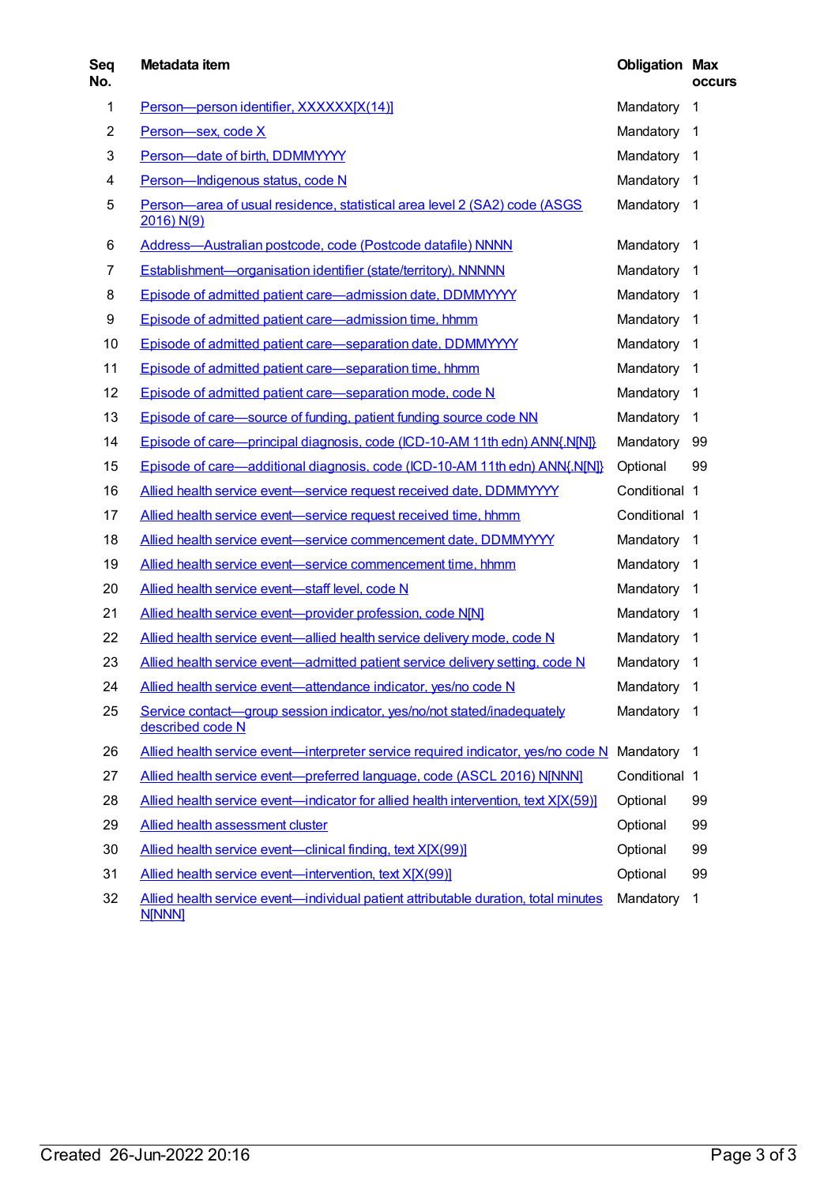| Seq No. | Metadata item | Obligation | Max occurs |
|---|---|---|---|
| 1 | Person—person identifier, XXXXXX[X(14)] | Mandatory | 1 |
| 2 | Person—sex, code X | Mandatory | 1 |
| 3 | Person—date of birth, DDMMYYYY | Mandatory | 1 |
| 4 | Person—Indigenous status, code N | Mandatory | 1 |
| 5 | Person—area of usual residence, statistical area level 2 (SA2) code (ASGS 2016) N(9) | Mandatory | 1 |
| 6 | Address—Australian postcode, code (Postcode datafile) NNNN | Mandatory | 1 |
| 7 | Establishment—organisation identifier (state/territory), NNNNN | Mandatory | 1 |
| 8 | Episode of admitted patient care—admission date, DDMMYYYY | Mandatory | 1 |
| 9 | Episode of admitted patient care—admission time, hhmm | Mandatory | 1 |
| 10 | Episode of admitted patient care—separation date, DDMMYYYY | Mandatory | 1 |
| 11 | Episode of admitted patient care—separation time, hhmm | Mandatory | 1 |
| 12 | Episode of admitted patient care—separation mode, code N | Mandatory | 1 |
| 13 | Episode of care—source of funding, patient funding source code NN | Mandatory | 1 |
| 14 | Episode of care—principal diagnosis, code (ICD-10-AM 11th edn) ANN{.N[N]} | Mandatory | 99 |
| 15 | Episode of care—additional diagnosis, code (ICD-10-AM 11th edn) ANN{.N[N]} | Optional | 99 |
| 16 | Allied health service event—service request received date, DDMMYYYY | Conditional | 1 |
| 17 | Allied health service event—service request received time, hhmm | Conditional | 1 |
| 18 | Allied health service event—service commencement date, DDMMYYYY | Mandatory | 1 |
| 19 | Allied health service event—service commencement time, hhmm | Mandatory | 1 |
| 20 | Allied health service event—staff level, code N | Mandatory | 1 |
| 21 | Allied health service event—provider profession, code N[N] | Mandatory | 1 |
| 22 | Allied health service event—allied health service delivery mode, code N | Mandatory | 1 |
| 23 | Allied health service event—admitted patient service delivery setting, code N | Mandatory | 1 |
| 24 | Allied health service event—attendance indicator, yes/no code N | Mandatory | 1 |
| 25 | Service contact—group session indicator, yes/no/not stated/inadequately described code N | Mandatory | 1 |
| 26 | Allied health service event—interpreter service required indicator, yes/no code N | Mandatory | 1 |
| 27 | Allied health service event—preferred language, code (ASCL 2016) N[NNN] | Conditional | 1 |
| 28 | Allied health service event—indicator for allied health intervention, text X[X(59)] | Optional | 99 |
| 29 | Allied health assessment cluster | Optional | 99 |
| 30 | Allied health service event—clinical finding, text X[X(99)] | Optional | 99 |
| 31 | Allied health service event—intervention, text X[X(99)] | Optional | 99 |
| 32 | Allied health service event—individual patient attributable duration, total minutes N[NNN] | Mandatory | 1 |